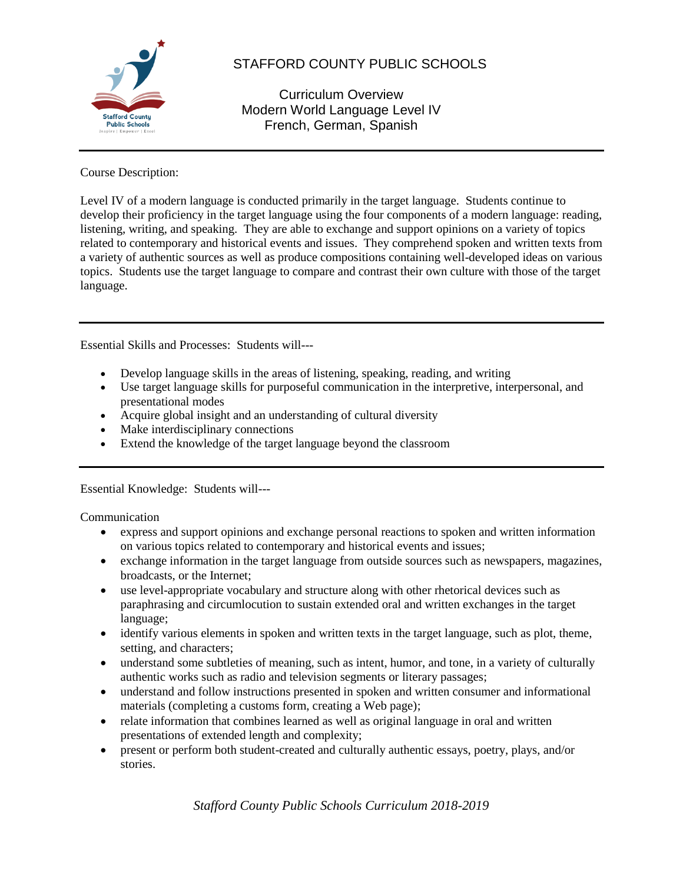# STAFFORD COUNTY PUBLIC SCHOOLS

## Curriculum Overview
## Modern World Language Level IV
## French, German, Spanish

---

Course Description:

Level IV of a modern language is conducted primarily in the target language. Students continue to develop their proficiency in the target language using the four components of a modern language: reading, listening, writing, and speaking. They are able to exchange and support opinions on a variety of topics related to contemporary and historical events and issues. They comprehend spoken and written texts from a variety of authentic sources as well as produce compositions containing well-developed ideas on various topics. Students use the target language to compare and contrast their own culture with those of the target language.

---

Essential Skills and Processes: Students will---

- Develop language skills in the areas of listening, speaking, reading, and writing
- Use target language skills for purposeful communication in the interpretive, interpersonal, and presentational modes
- Acquire global insight and an understanding of cultural diversity
- Make interdisciplinary connections
- Extend the knowledge of the target language beyond the classroom

---

Essential Knowledge: Students will---

Communication

- express and support opinions and exchange personal reactions to spoken and written information on various topics related to contemporary and historical events and issues;
- exchange information in the target language from outside sources such as newspapers, magazines, broadcasts, or the Internet;
- use level-appropriate vocabulary and structure along with other rhetorical devices such as paraphrasing and circumlocution to sustain extended oral and written exchanges in the target language;
- identify various elements in spoken and written texts in the target language, such as plot, theme, setting, and characters;
- understand some subtleties of meaning, such as intent, humor, and tone, in a variety of culturally authentic works such as radio and television segments or literary passages;
- understand and follow instructions presented in spoken and written consumer and informational materials (completing a customs form, creating a Web page);
- relate information that combines learned as well as original language in oral and written presentations of extended length and complexity;
- present or perform both student-created and culturally authentic essays, poetry, plays, and/or stories.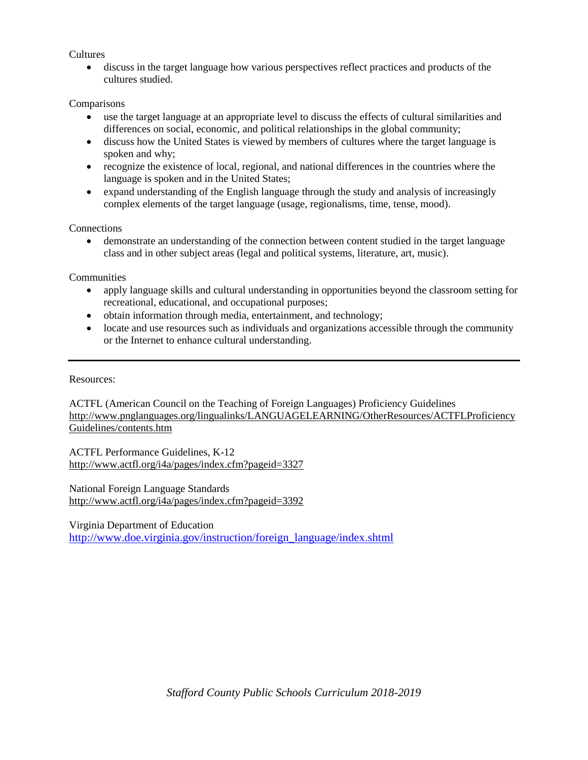Cultures

- discuss in the target language how various perspectives reflect practices and products of the cultures studied.

Comparisons

- use the target language at an appropriate level to discuss the effects of cultural similarities and differences on social, economic, and political relationships in the global community;
- discuss how the United States is viewed by members of cultures where the target language is spoken and why;
- recognize the existence of local, regional, and national differences in the countries where the language is spoken and in the United States;
- expand understanding of the English language through the study and analysis of increasingly complex elements of the target language (usage, regionalisms, time, tense, mood).

Connections

- demonstrate an understanding of the connection between content studied in the target language class and in other subject areas (legal and political systems, literature, art, music).

Communities

- apply language skills and cultural understanding in opportunities beyond the classroom setting for recreational, educational, and occupational purposes;
- obtain information through media, entertainment, and technology;
- locate and use resources such as individuals and organizations accessible through the community or the Internet to enhance cultural understanding.

---

Resources:

ACTFL (American Council on the Teaching of Foreign Languages) Proficiency Guidelines
http://www.pnglanguages.org/lingualinks/LANGUAGELEARNING/OtherResources/ACTFLProficiencyGuidelines/contents.htm

ACTFL Performance Guidelines, K-12
http://www.actfl.org/i4a/pages/index.cfm?pageid=3327

National Foreign Language Standards
http://www.actfl.org/i4a/pages/index.cfm?pageid=3392

Virginia Department of Education
http://www.doe.virginia.gov/instruction/foreign_language/index.shtml